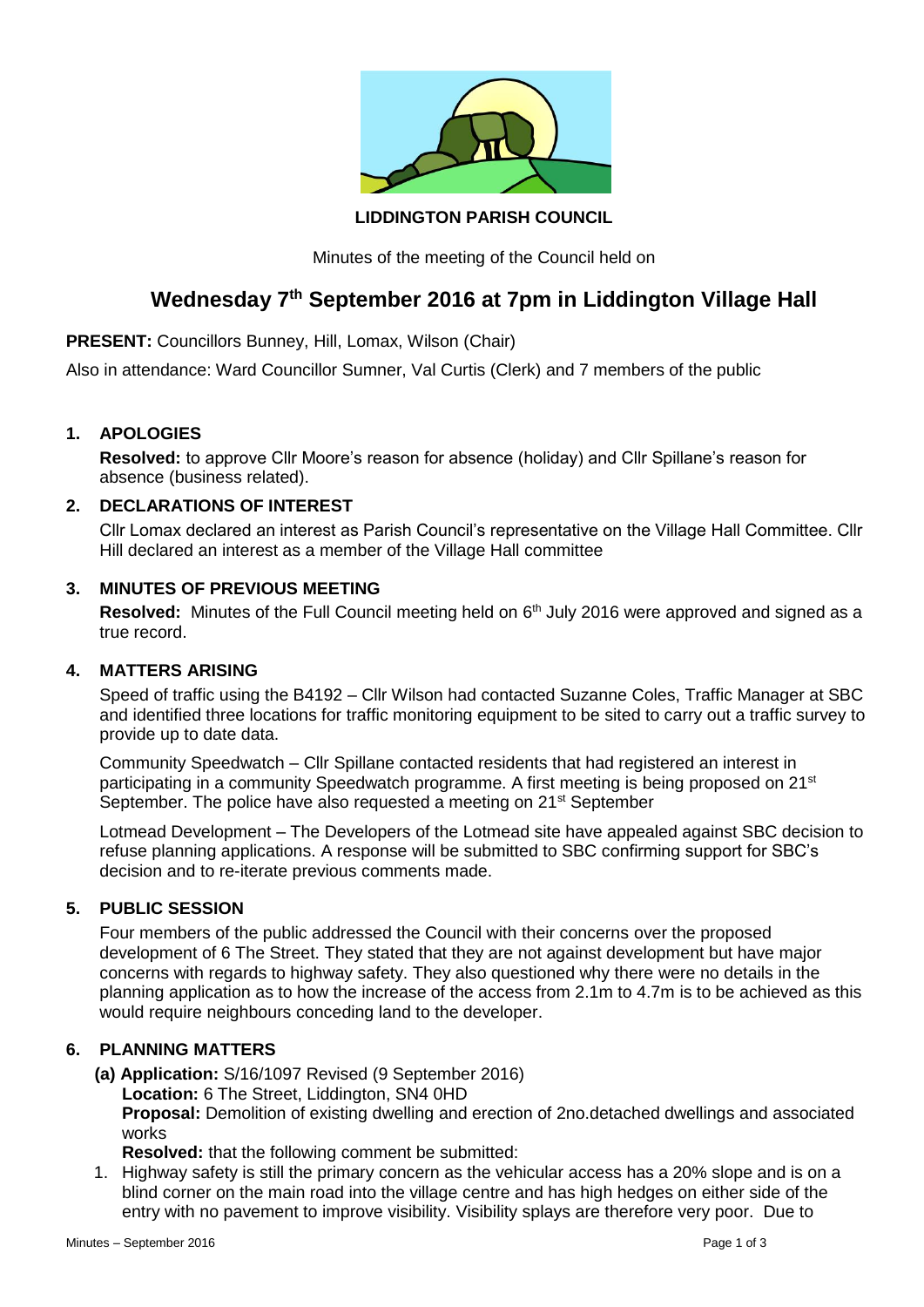**LIDDINGTON PARISH COUNCIL**

Minutes of the meeting of the Council held on

# Wednesday 7th September 2016 at 7pm in Liddington Village Hall

**PRESENT:** Councillors Bunney, Hill, Lomax, Wilson (Chair)

Also in attendance: Ward Councillor Sumner, Val Curtis (Clerk) and 7 members of the public

## 1. APOLOGIES

**Resolved:** to approve Cllr Moore's reason for absence (holiday) and Cllr Spillane's reason for absence (business related).

## 2. DECLARATIONS OF INTEREST

Cllr Lomax declared an interest as Parish Council's representative on the Village Hall Committee. Cllr Hill declared an interest as a member of the Village Hall committee

## 3. MINUTES OF PREVIOUS MEETING

**Resolved:** Minutes of the Full Council meeting held on 6th July 2016 were approved and signed as a true record.

## 4. MATTERS ARISING

Speed of traffic using the B4192 – Cllr Wilson had contacted Suzanne Coles, Traffic Manager at SBC and identified three locations for traffic monitoring equipment to be sited to carry out a traffic survey to provide up to date data.

Community Speedwatch – Cllr Spillane contacted residents that had registered an interest in participating in a community Speedwatch programme. A first meeting is being proposed on 21st September. The police have also requested a meeting on 21st September

Lotmead Development – The Developers of the Lotmead site have appealed against SBC decision to refuse planning applications. A response will be submitted to SBC confirming support for SBC's decision and to re-iterate previous comments made.

## 5. PUBLIC SESSION

Four members of the public addressed the Council with their concerns over the proposed development of 6 The Street. They stated that they are not against development but have major concerns with regards to highway safety. They also questioned why there were no details in the planning application as to how the increase of the access from 2.1m to 4.7m is to be achieved as this would require neighbours conceding land to the developer.

## 6. PLANNING MATTERS

**(a) Application:** S/16/1097 Revised (9 September 2016)
**Location:** 6 The Street, Liddington, SN4 0HD
**Proposal:** Demolition of existing dwelling and erection of 2no.detached dwellings and associated works
**Resolved:** that the following comment be submitted:

1. Highway safety is still the primary concern as the vehicular access has a 20% slope and is on a blind corner on the main road into the village centre and has high hedges on either side of the entry with no pavement to improve visibility. Visibility splays are therefore very poor. Due to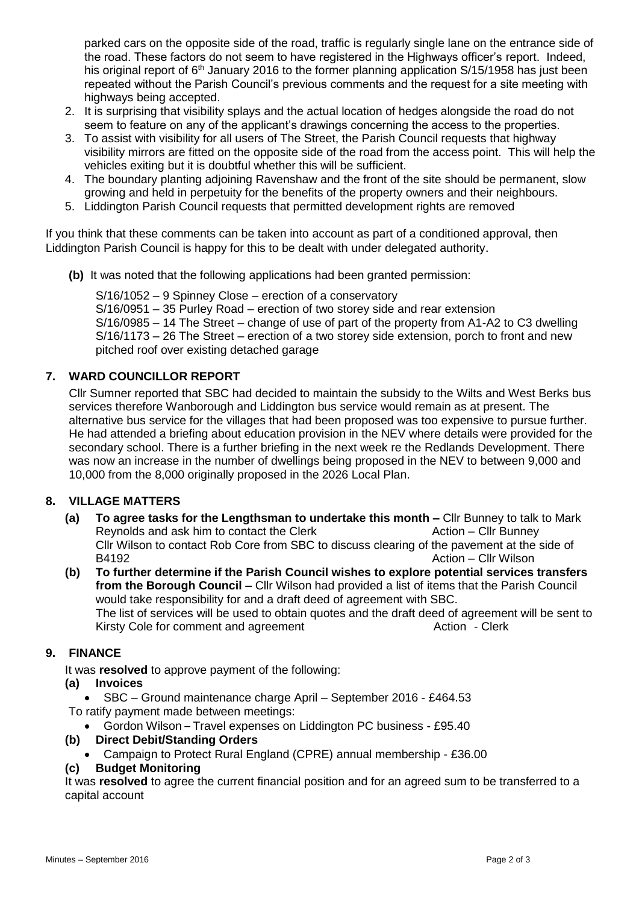parked cars on the opposite side of the road, traffic is regularly single lane on the entrance side of the road. These factors do not seem to have registered in the Highways officer's report. Indeed, his original report of 6th January 2016 to the former planning application S/15/1958 has just been repeated without the Parish Council's previous comments and the request for a site meeting with highways being accepted.

2. It is surprising that visibility splays and the actual location of hedges alongside the road do not seem to feature on any of the applicant's drawings concerning the access to the properties.
3. To assist with visibility for all users of The Street, the Parish Council requests that highway visibility mirrors are fitted on the opposite side of the road from the access point. This will help the vehicles exiting but it is doubtful whether this will be sufficient.
4. The boundary planting adjoining Ravenshaw and the front of the site should be permanent, slow growing and held in perpetuity for the benefits of the property owners and their neighbours.
5. Liddington Parish Council requests that permitted development rights are removed

If you think that these comments can be taken into account as part of a conditioned approval, then Liddington Parish Council is happy for this to be dealt with under delegated authority.

**(b)** It was noted that the following applications had been granted permission:

S/16/1052 – 9 Spinney Close – erection of a conservatory
S/16/0951 – 35 Purley Road – erection of two storey side and rear extension
S/16/0985 – 14 The Street – change of use of part of the property from A1-A2 to C3 dwelling
S/16/1173 – 26 The Street – erection of a two storey side extension, porch to front and new pitched roof over existing detached garage

## 7. WARD COUNCILLOR REPORT

Cllr Sumner reported that SBC had decided to maintain the subsidy to the Wilts and West Berks bus services therefore Wanborough and Liddington bus service would remain as at present. The alternative bus service for the villages that had been proposed was too expensive to pursue further. He had attended a briefing about education provision in the NEV where details were provided for the secondary school. There is a further briefing in the next week re the Redlands Development. There was now an increase in the number of dwellings being proposed in the NEV to between 9,000 and 10,000 from the 8,000 originally proposed in the 2026 Local Plan.

## 8. VILLAGE MATTERS

**(a) To agree tasks for the Lengthsman to undertake this month –** Cllr Bunney to talk to Mark Reynolds and ask him to contact the Clerk — Action – Cllr Bunney
Cllr Wilson to contact Rob Core from SBC to discuss clearing of the pavement at the side of B4192 — Action – Cllr Wilson

**(b) To further determine if the Parish Council wishes to explore potential services transfers from the Borough Council –** Cllr Wilson had provided a list of items that the Parish Council would take responsibility for and a draft deed of agreement with SBC.
The list of services will be used to obtain quotes and the draft deed of agreement will be sent to Kirsty Cole for comment and agreement — Action - Clerk

## 9. FINANCE

It was **resolved** to approve payment of the following:

**(a) Invoices**

- SBC – Ground maintenance charge April – September 2016 - £464.53

To ratify payment made between meetings:

- Gordon Wilson – Travel expenses on Liddington PC business - £95.40

**(b) Direct Debit/Standing Orders**

- Campaign to Protect Rural England (CPRE) annual membership - £36.00

**(c) Budget Monitoring**

It was **resolved** to agree the current financial position and for an agreed sum to be transferred to a capital account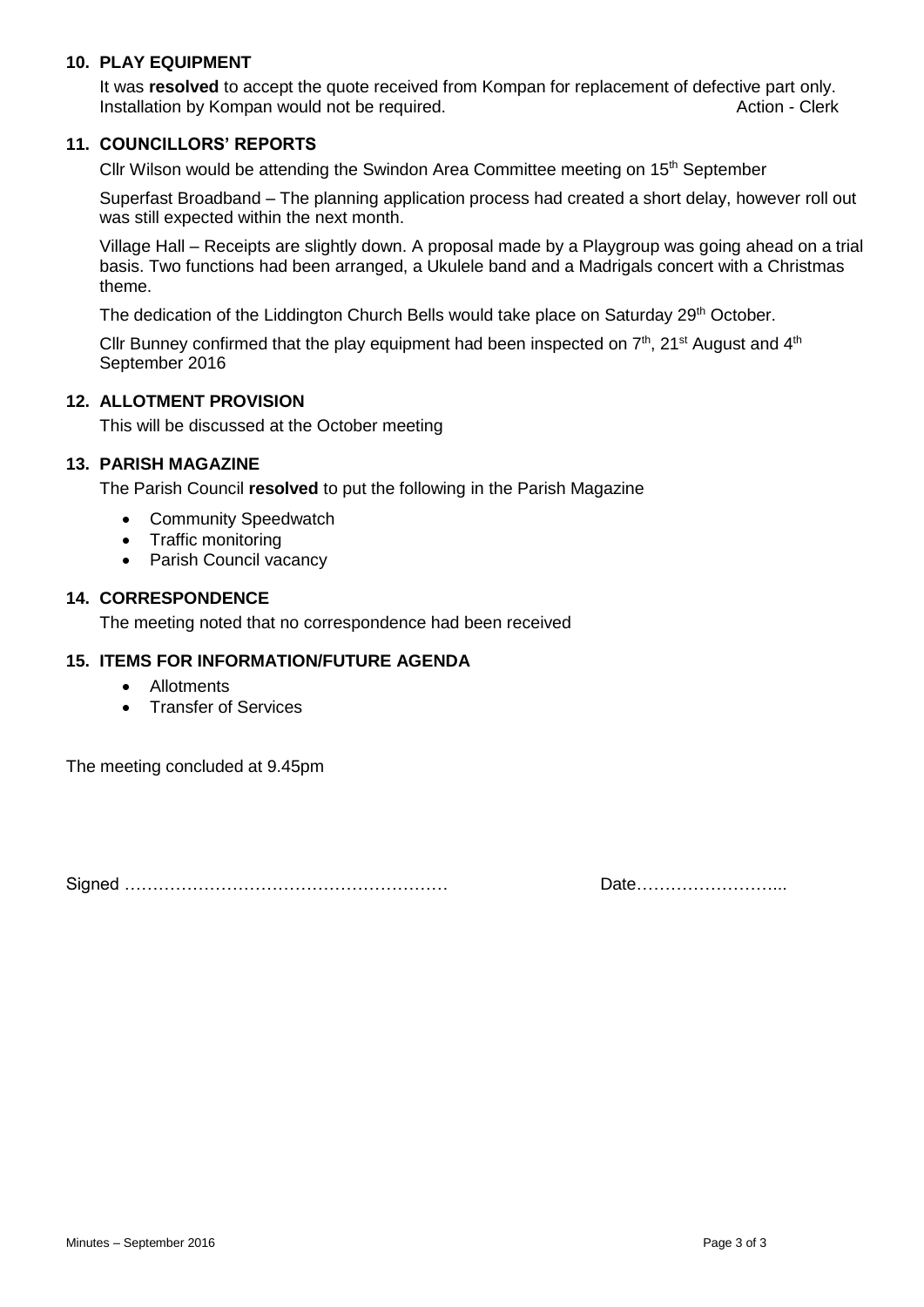## 10. PLAY EQUIPMENT

It was **resolved** to accept the quote received from Kompan for replacement of defective part only. Installation by Kompan would not be required. Action - Clerk

## 11. COUNCILLORS' REPORTS

Cllr Wilson would be attending the Swindon Area Committee meeting on 15th September

Superfast Broadband – The planning application process had created a short delay, however roll out was still expected within the next month.

Village Hall – Receipts are slightly down. A proposal made by a Playgroup was going ahead on a trial basis. Two functions had been arranged, a Ukulele band and a Madrigals concert with a Christmas theme.

The dedication of the Liddington Church Bells would take place on Saturday 29th October.

Cllr Bunney confirmed that the play equipment had been inspected on 7th, 21st August and 4th September 2016

## 12. ALLOTMENT PROVISION

This will be discussed at the October meeting

## 13. PARISH MAGAZINE

The Parish Council **resolved** to put the following in the Parish Magazine

- Community Speedwatch
- Traffic monitoring
- Parish Council vacancy

## 14. CORRESPONDENCE

The meeting noted that no correspondence had been received

## 15. ITEMS FOR INFORMATION/FUTURE AGENDA

- Allotments
- Transfer of Services

The meeting concluded at 9.45pm

Signed ……………………………………………… Date……………………...